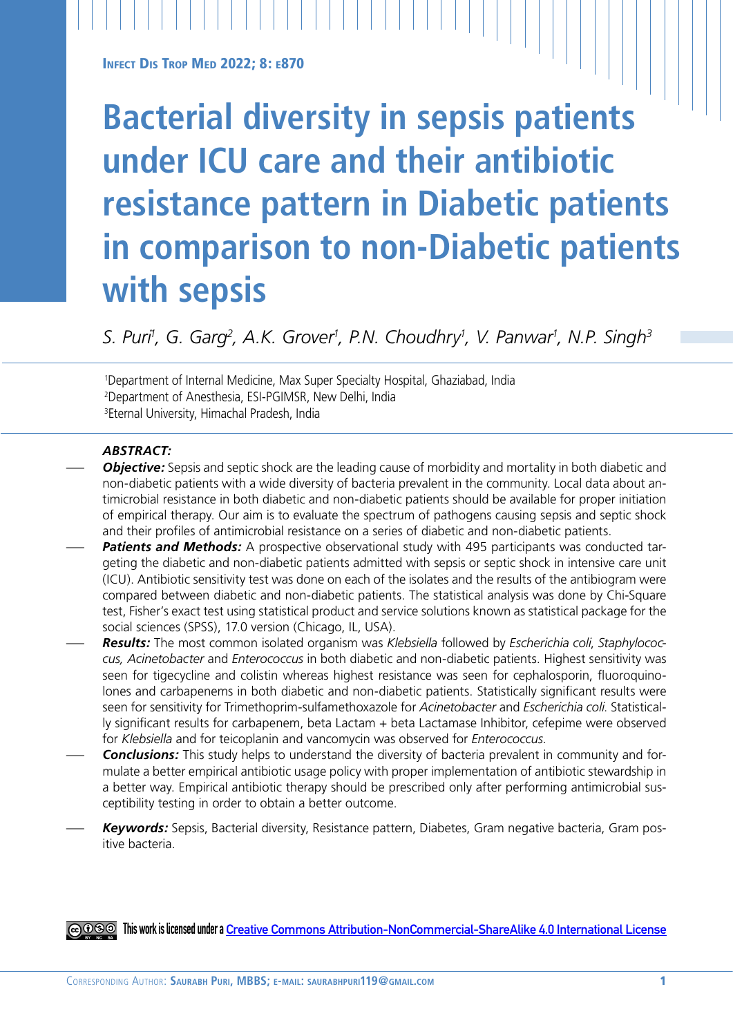# Bacterial diversity in sepsis patients under ICU care and their antibiotic resistance pattern in Diabetic patients in comparison to non-Diabetic patients with sepsis

*S. Puri[1], G. Garg[2], A.K. Grover[1], P.N. Choudhry[1], V. Panwar[1], N.P. Singh[3]*

[1]Department of Internal Medicine, Max Super Specialty Hospital, Ghaziabad, India
[2]Department of Anesthesia, ESI-PGIMSR, New Delhi, India
[3]Eternal University, Himachal Pradesh, India

***ABSTRACT:***

– ***Objective:*** Sepsis and septic shock are the leading cause of morbidity and mortality in both diabetic and non-diabetic patients with a wide diversity of bacteria prevalent in the community. Local data about antimicrobial resistance in both diabetic and non-diabetic patients should be available for proper initiation of empirical therapy. Our aim is to evaluate the spectrum of pathogens causing sepsis and septic shock and their profiles of antimicrobial resistance on a series of diabetic and non-diabetic patients.

– ***Patients and Methods:*** A prospective observational study with 495 participants was conducted targeting the diabetic and non-diabetic patients admitted with sepsis or septic shock in intensive care unit (ICU). Antibiotic sensitivity test was done on each of the isolates and the results of the antibiogram were compared between diabetic and non-diabetic patients. The statistical analysis was done by Chi-Square test, Fisher's exact test using statistical product and service solutions known as statistical package for the social sciences (SPSS), 17.0 version (Chicago, IL, USA).

– ***Results:*** The most common isolated organism was *Klebsiella* followed by *Escherichia coli*, *Staphylococcus, Acinetobacter* and *Enterococcus* in both diabetic and non-diabetic patients. Highest sensitivity was seen for tigecycline and colistin whereas highest resistance was seen for cephalosporin, fluoroquinolones and carbapenems in both diabetic and non-diabetic patients. Statistically significant results were seen for sensitivity for Trimethoprim-sulfamethoxazole for *Acinetobacter* and *Escherichia coli*. Statistically significant results for carbapenem, beta Lactam + beta Lactamase Inhibitor, cefepime were observed for *Klebsiella* and for teicoplanin and vancomycin was observed for *Enterococcus*.

– ***Conclusions:*** This study helps to understand the diversity of bacteria prevalent in community and formulate a better empirical antibiotic usage policy with proper implementation of antibiotic stewardship in a better way. Empirical antibiotic therapy should be prescribed only after performing antimicrobial susceptibility testing in order to obtain a better outcome.

– ***Keywords:*** Sepsis, Bacterial diversity, Resistance pattern, Diabetes, Gram negative bacteria, Gram positive bacteria.

This work is licensed under a Creative Commons Attribution-NonCommercial-ShareAlike 4.0 International License

Corresponding Author: Saurabh Puri, MBBS; e-mail: saurabhpuri119@gmail.com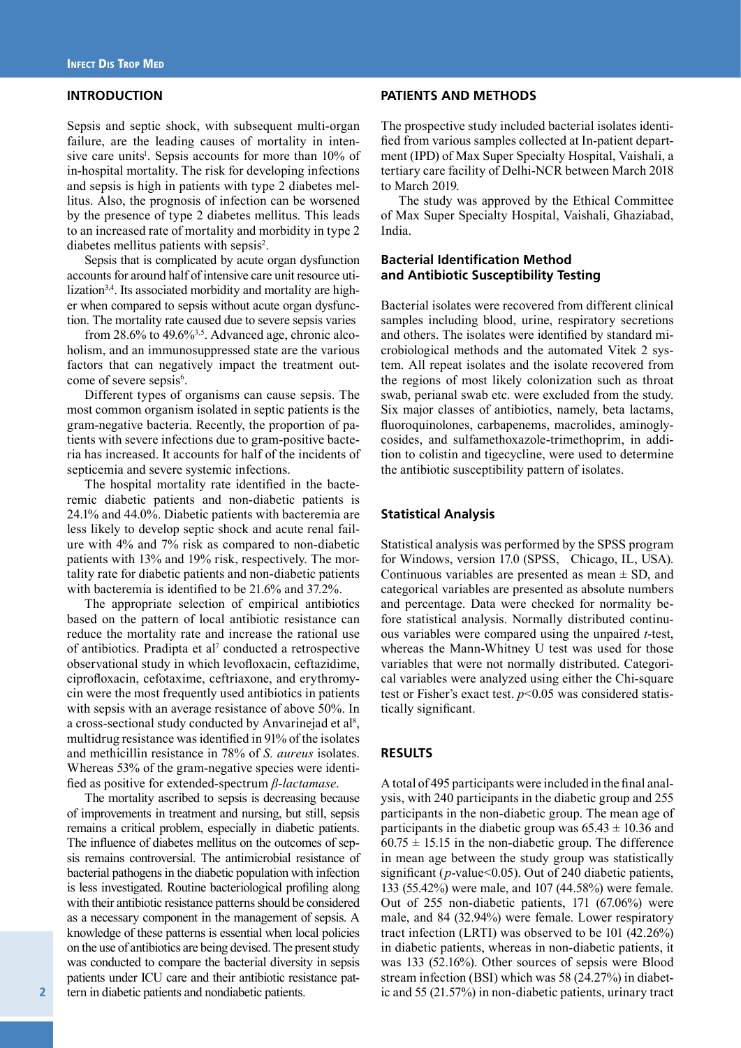## INTRODUCTION

Sepsis and septic shock, with subsequent multi-organ failure, are the leading causes of mortality in intensive care units[1]. Sepsis accounts for more than 10% of in-hospital mortality. The risk for developing infections and sepsis is high in patients with type 2 diabetes mellitus. Also, the prognosis of infection can be worsened by the presence of type 2 diabetes mellitus. This leads to an increased rate of mortality and morbidity in type 2 diabetes mellitus patients with sepsis[2].

Sepsis that is complicated by acute organ dysfunction accounts for around half of intensive care unit resource utilization[3,4]. Its associated morbidity and mortality are higher when compared to sepsis without acute organ dysfunction. The mortality rate caused due to severe sepsis varies from 28.6% to 49.6%[3,5]. Advanced age, chronic alcoholism, and an immunosuppressed state are the various factors that can negatively impact the treatment outcome of severe sepsis[6].

Different types of organisms can cause sepsis. The most common organism isolated in septic patients is the gram-negative bacteria. Recently, the proportion of patients with severe infections due to gram-positive bacteria has increased. It accounts for half of the incidents of septicemia and severe systemic infections.

The hospital mortality rate identified in the bacteremic diabetic patients and non-diabetic patients is 24.1% and 44.0%. Diabetic patients with bacteremia are less likely to develop septic shock and acute renal failure with 4% and 7% risk as compared to non-diabetic patients with 13% and 19% risk, respectively. The mortality rate for diabetic patients and non-diabetic patients with bacteremia is identified to be 21.6% and 37.2%.

The appropriate selection of empirical antibiotics based on the pattern of local antibiotic resistance can reduce the mortality rate and increase the rational use of antibiotics. Pradipta et al[7] conducted a retrospective observational study in which levofloxacin, ceftazidime, ciprofloxacin, cefotaxime, ceftriaxone, and erythromycin were the most frequently used antibiotics in patients with sepsis with an average resistance of above 50%. In a cross-sectional study conducted by Anvarinejad et al[8], multidrug resistance was identified in 91% of the isolates and methicillin resistance in 78% of *S. aureus* isolates. Whereas 53% of the gram-negative species were identified as positive for extended-spectrum *β-lactamase*.

The mortality ascribed to sepsis is decreasing because of improvements in treatment and nursing, but still, sepsis remains a critical problem, especially in diabetic patients. The influence of diabetes mellitus on the outcomes of sepsis remains controversial. The antimicrobial resistance of bacterial pathogens in the diabetic population with infection is less investigated. Routine bacteriological profiling along with their antibiotic resistance patterns should be considered as a necessary component in the management of sepsis. A knowledge of these patterns is essential when local policies on the use of antibiotics are being devised. The present study was conducted to compare the bacterial diversity in sepsis patients under ICU care and their antibiotic resistance pattern in diabetic patients and nondiabetic patients.

## PATIENTS AND METHODS

The prospective study included bacterial isolates identified from various samples collected at In-patient department (IPD) of Max Super Specialty Hospital, Vaishali, a tertiary care facility of Delhi-NCR between March 2018 to March 2019.

The study was approved by the Ethical Committee of Max Super Specialty Hospital, Vaishali, Ghaziabad, India.

### Bacterial Identification Method and Antibiotic Susceptibility Testing

Bacterial isolates were recovered from different clinical samples including blood, urine, respiratory secretions and others. The isolates were identified by standard microbiological methods and the automated Vitek 2 system. All repeat isolates and the isolate recovered from the regions of most likely colonization such as throat swab, perianal swab etc. were excluded from the study. Six major classes of antibiotics, namely, beta lactams, fluoroquinolones, carbapenems, macrolides, aminoglycosides, and sulfamethoxazole-trimethoprim, in addition to colistin and tigecycline, were used to determine the antibiotic susceptibility pattern of isolates.

### Statistical Analysis

Statistical analysis was performed by the SPSS program for Windows, version 17.0 (SPSS, Chicago, IL, USA). Continuous variables are presented as mean ± SD, and categorical variables are presented as absolute numbers and percentage. Data were checked for normality before statistical analysis. Normally distributed continuous variables were compared using the unpaired *t*-test, whereas the Mann-Whitney U test was used for those variables that were not normally distributed. Categorical variables were analyzed using either the Chi-square test or Fisher's exact test. $p<0.05$ was considered statistically significant.

## RESULTS

A total of 495 participants were included in the final analysis, with 240 participants in the diabetic group and 255 participants in the non-diabetic group. The mean age of participants in the diabetic group was 65.43 ± 10.36 and 60.75 ± 15.15 in the non-diabetic group. The difference in mean age between the study group was statistically significant ($p$-value<0.05). Out of 240 diabetic patients, 133 (55.42%) were male, and 107 (44.58%) were female. Out of 255 non-diabetic patients, 171 (67.06%) were male, and 84 (32.94%) were female. Lower respiratory tract infection (LRTI) was observed to be 101 (42.26%) in diabetic patients, whereas in non-diabetic patients, it was 133 (52.16%). Other sources of sepsis were Blood stream infection (BSI) which was 58 (24.27%) in diabetic and 55 (21.57%) in non-diabetic patients, urinary tract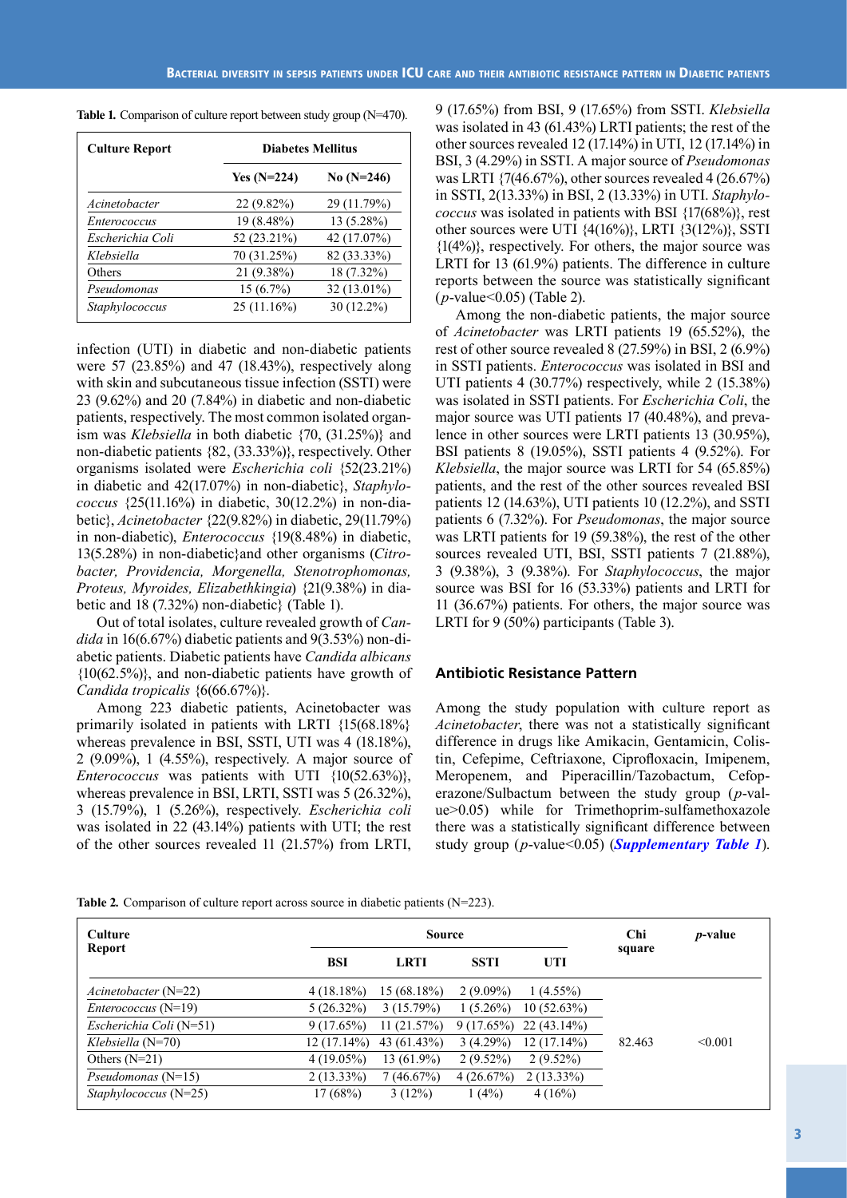**Table 1.** Comparison of culture report between study group (N=470).

| Culture Report | Diabetes Mellitus | |
|---|---|---|
| | Yes (N=224) | No (N=246) |
| *Acinetobacter* | 22 (9.82%) | 29 (11.79%) |
| *Enterococcus* | 19 (8.48%) | 13 (5.28%) |
| *Escherichia Coli* | 52 (23.21%) | 42 (17.07%) |
| *Klebsiella* | 70 (31.25%) | 82 (33.33%) |
| Others | 21 (9.38%) | 18 (7.32%) |
| *Pseudomonas* | 15 (6.7%) | 32 (13.01%) |
| *Staphylococcus* | 25 (11.16%) | 30 (12.2%) |

infection (UTI) in diabetic and non-diabetic patients were 57 (23.85%) and 47 (18.43%), respectively along with skin and subcutaneous tissue infection (SSTI) were 23 (9.62%) and 20 (7.84%) in diabetic and non-diabetic patients, respectively. The most common isolated organism was *Klebsiella* in both diabetic {70, (31.25%)} and non-diabetic patients {82, (33.33%)}, respectively. Other organisms isolated were *Escherichia coli* {52(23.21%) in diabetic and 42(17.07%) in non-diabetic}, *Staphylococcus* {25(11.16%) in diabetic, 30(12.2%) in non-diabetic}, *Acinetobacter* {22(9.82%) in diabetic, 29(11.79%) in non-diabetic), *Enterococcus* {19(8.48%) in diabetic, 13(5.28%) in non-diabetic}and other organisms (*Citrobacter, Providencia, Morgenella, Stenotrophomonas, Proteus, Myroides, Elizabethkingia*) {21(9.38%) in diabetic and 18 (7.32%) non-diabetic} (Table 1).

Out of total isolates, culture revealed growth of *Candida* in 16(6.67%) diabetic patients and 9(3.53%) non-diabetic patients. Diabetic patients have *Candida albicans* {10(62.5%)}, and non-diabetic patients have growth of *Candida tropicalis* {6(66.67%)}.

Among 223 diabetic patients, Acinetobacter was primarily isolated in patients with LRTI {15(68.18%} whereas prevalence in BSI, SSTI, UTI was 4 (18.18%), 2 (9.09%), 1 (4.55%), respectively. A major source of *Enterococcus* was patients with UTI {10(52.63%)}, whereas prevalence in BSI, LRTI, SSTI was 5 (26.32%), 3 (15.79%), 1 (5.26%), respectively. *Escherichia coli* was isolated in 22 (43.14%) patients with UTI; the rest of the other sources revealed 11 (21.57%) from LRTI, 9 (17.65%) from BSI, 9 (17.65%) from SSTI. *Klebsiella* was isolated in 43 (61.43%) LRTI patients; the rest of the other sources revealed 12 (17.14%) in UTI, 12 (17.14%) in BSI, 3 (4.29%) in SSTI. A major source of *Pseudomonas* was LRTI {7(46.67%), other sources revealed 4 (26.67%) in SSTI, 2(13.33%) in BSI, 2 (13.33%) in UTI. *Staphylococcus* was isolated in patients with BSI {17(68%)}, rest other sources were UTI {4(16%)}, LRTI {3(12%)}, SSTI {1(4%)}, respectively. For others, the major source was LRTI for 13 (61.9%) patients. The difference in culture reports between the source was statistically significant ($p$-value<0.05) (Table 2).

Among the non-diabetic patients, the major source of *Acinetobacter* was LRTI patients 19 (65.52%), the rest of other source revealed 8 (27.59%) in BSI, 2 (6.9%) in SSTI patients. *Enterococcus* was isolated in BSI and UTI patients 4 (30.77%) respectively, while 2 (15.38%) was isolated in SSTI patients. For *Escherichia Coli*, the major source was UTI patients 17 (40.48%), and prevalence in other sources were LRTI patients 13 (30.95%), BSI patients 8 (19.05%), SSTI patients 4 (9.52%). For *Klebsiella*, the major source was LRTI for 54 (65.85%) patients, and the rest of the other sources revealed BSI patients 12 (14.63%), UTI patients 10 (12.2%), and SSTI patients 6 (7.32%). For *Pseudomonas*, the major source was LRTI patients for 19 (59.38%), the rest of the other sources revealed UTI, BSI, SSTI patients 7 (21.88%), 3 (9.38%), 3 (9.38%). For *Staphylococcus*, the major source was BSI for 16 (53.33%) patients and LRTI for 11 (36.67%) patients. For others, the major source was LRTI for 9 (50%) participants (Table 3).

## Antibiotic Resistance Pattern

Among the study population with culture report as *Acinetobacter*, there was not a statistically significant difference in drugs like Amikacin, Gentamicin, Colistin, Cefepime, Ceftriaxone, Ciprofloxacin, Imipenem, Meropenem, and Piperacillin/Tazobactum, Cefoperazone/Sulbactum between the study group ($p$-value>0.05) while for Trimethoprim-sulfamethoxazole there was a statistically significant difference between study group ($p$-value<0.05) (***Supplementary Table 1***).

**Table 2.** Comparison of culture report across source in diabetic patients (N=223).

| Culture Report | Source | | | | Chi square | $p$-value |
|---|---|---|---|---|---|---|
| | BSI | LRTI | SSTI | UTI | | |
| *Acinetobacter* (N=22) | 4 (18.18%) | 15 (68.18%) | 2 (9.09%) | 1 (4.55%) | | |
| *Enterococcus* (N=19) | 5 (26.32%) | 3 (15.79%) | 1 (5.26%) | 10 (52.63%) | | |
| *Escherichia Coli* (N=51) | 9 (17.65%) | 11 (21.57%) | 9 (17.65%) | 22 (43.14%) | | |
| *Klebsiella* (N=70) | 12 (17.14%) | 43 (61.43%) | 3 (4.29%) | 12 (17.14%) | 82.463 | <0.001 |
| Others (N=21) | 4 (19.05%) | 13 (61.9%) | 2 (9.52%) | 2 (9.52%) | | |
| *Pseudomonas* (N=15) | 2 (13.33%) | 7 (46.67%) | 4 (26.67%) | 2 (13.33%) | | |
| *Staphylococcus* (N=25) | 17 (68%) | 3 (12%) | 1 (4%) | 4 (16%) | | |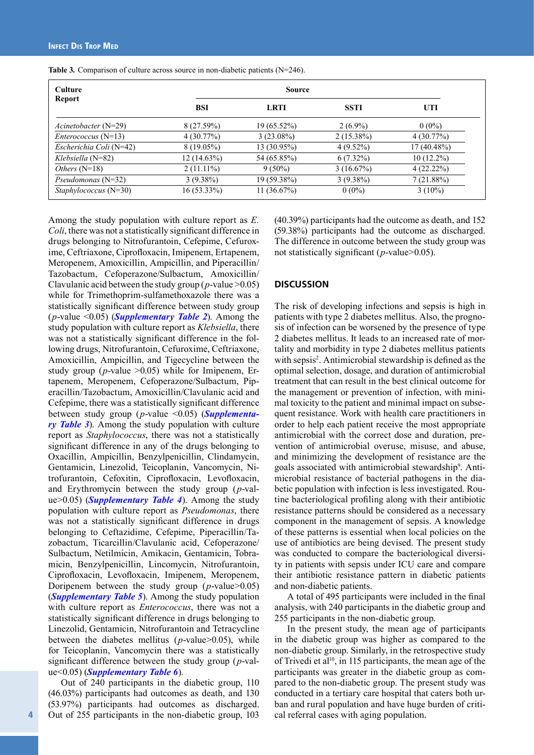**Table 3.** Comparison of culture across source in non-diabetic patients (N=246).

| Culture Report | Source | | | |
|---|---|---|---|---|
| | **BSI** | **LRTI** | **SSTI** | **UTI** |
| *Acinetobacter* (N=29) | 8 (27.59%) | 19 (65.52%) | 2 (6.9%) | 0 (0%) |
| *Enterococcus* (N=13) | 4 (30.77%) | 3 (23.08%) | 2 (15.38%) | 4 (30.77%) |
| *Escherichia Coli* (N=42) | 8 (19.05%) | 13 (30.95%) | 4 (9.52%) | 17 (40.48%) |
| *Klebsiella* (N=82) | 12 (14.63%) | 54 (65.85%) | 6 (7.32%) | 10 (12.2%) |
| *Others* (N=18) | 2 (11.11%) | 9 (50%) | 3 (16.67%) | 4 (22.22%) |
| *Pseudomonas* (N=32) | 3 (9.38%) | 19 (59.38%) | 3 (9.38%) | 7 (21.88%) |
| *Staphylococcus* (N=30) | 16 (53.33%) | 11 (36.67%) | 0 (0%) | 3 (10%) |

Among the study population with culture report as *E. Coli*, there was not a statistically significant difference in drugs belonging to Nitrofurantoin, Cefepime, Cefuroxime, Ceftriaxone, Ciprofloxacin, Imipenem, Ertapenem, Meropenem, Amoxicillin, Ampicillin, and Piperacillin/Tazobactum, Cefoperazone/Sulbactum, Amoxicillin/Clavulanic acid between the study group ($p$-value >0.05) while for Trimethoprim-sulfamethoxazole there was a statistically significant difference between study group ($p$-value <0.05) (***Supplementary Table 2***). Among the study population with culture report as *Klebsiella*, there was not a statistically significant difference in the following drugs, Nitrofurantoin, Cefuroxime, Ceftriaxone, Amoxicillin, Ampicillin, and Tigecycline between the study group ($p$-value >0.05) while for Imipenem, Ertapenem, Meropenem, Cefoperazone/Sulbactum, Piperacillin/Tazobactum, Amoxicillin/Clavulanic acid and Cefepime, there was a statistically significant difference between study group ($p$-value <0.05) (***Supplementary Table 3***). Among the study population with culture report as *Staphylococcus*, there was not a statistically significant difference in any of the drugs belonging to Oxacillin, Ampicillin, Benzylpenicillin, Clindamycin, Gentamicin, Linezolid, Teicoplanin, Vancomycin, Nitrofurantoin, Cefoxitin, Ciprofloxacin, Levofloxacin, and Erythromycin between the study group ($p$-value>0.05) (***Supplementary Table 4***). Among the study population with culture report as *Pseudomonas*, there was not a statistically significant difference in drugs belonging to Ceftazidime, Cefepime, Piperacillin/Tazobactum, Ticarcillin/Clavulanic acid, Cefoperazone/Sulbactum, Netilmicin, Amikacin, Gentamicin, Tobramicin, Benzylpenicillin, Lincomycin, Nitrofurantoin, Ciprofloxacin, Levofloxacin, Imipenem, Meropenem, Doripenem between the study group ($p$-value>0.05) (***Supplementary Table 5***). Among the study population with culture report as *Enterococcus*, there was not a statistically significant difference in drugs belonging to Linezolid, Gentamicin, Nitrofurantoin and Tetracycline between the diabetes mellitus ($p$-value>0.05), while for Teicoplanin, Vancomycin there was a statistically significant difference between the study group ($p$-value<0.05) (***Supplementary Table 6***).

Out of 240 participants in the diabetic group, 110 (46.03%) participants had outcomes as death, and 130 (53.97%) participants had outcomes as discharged. Out of 255 participants in the non-diabetic group, 103 (40.39%) participants had the outcome as death, and 152 (59.38%) participants had the outcome as discharged. The difference in outcome between the study group was not statistically significant ($p$-value>0.05).

## DISCUSSION

The risk of developing infections and sepsis is high in patients with type 2 diabetes mellitus. Also, the prognosis of infection can be worsened by the presence of type 2 diabetes mellitus. It leads to an increased rate of mortality and morbidity in type 2 diabetes mellitus patients with sepsis[2]. Antimicrobial stewardship is defined as the optimal selection, dosage, and duration of antimicrobial treatment that can result in the best clinical outcome for the management or prevention of infection, with minimal toxicity to the patient and minimal impact on subsequent resistance. Work with health care practitioners in order to help each patient receive the most appropriate antimicrobial with the correct dose and duration, prevention of antimicrobial overuse, misuse, and abuse, and minimizing the development of resistance are the goals associated with antimicrobial stewardship[9]. Antimicrobial resistance of bacterial pathogens in the diabetic population with infection is less investigated. Routine bacteriological profiling along with their antibiotic resistance patterns should be considered as a necessary component in the management of sepsis. A knowledge of these patterns is essential when local policies on the use of antibiotics are being devised. The present study was conducted to compare the bacteriological diversity in patients with sepsis under ICU care and compare their antibiotic resistance pattern in diabetic patients and non-diabetic patients.

A total of 495 participants were included in the final analysis, with 240 participants in the diabetic group and 255 participants in the non-diabetic group.

In the present study, the mean age of participants in the diabetic group was higher as compared to the non-diabetic group. Similarly, in the retrospective study of Trivedi et al[10], in 115 participants, the mean age of the participants was greater in the diabetic group as compared to the non-diabetic group. The present study was conducted in a tertiary care hospital that caters both urban and rural population and have huge burden of critical referral cases with aging population.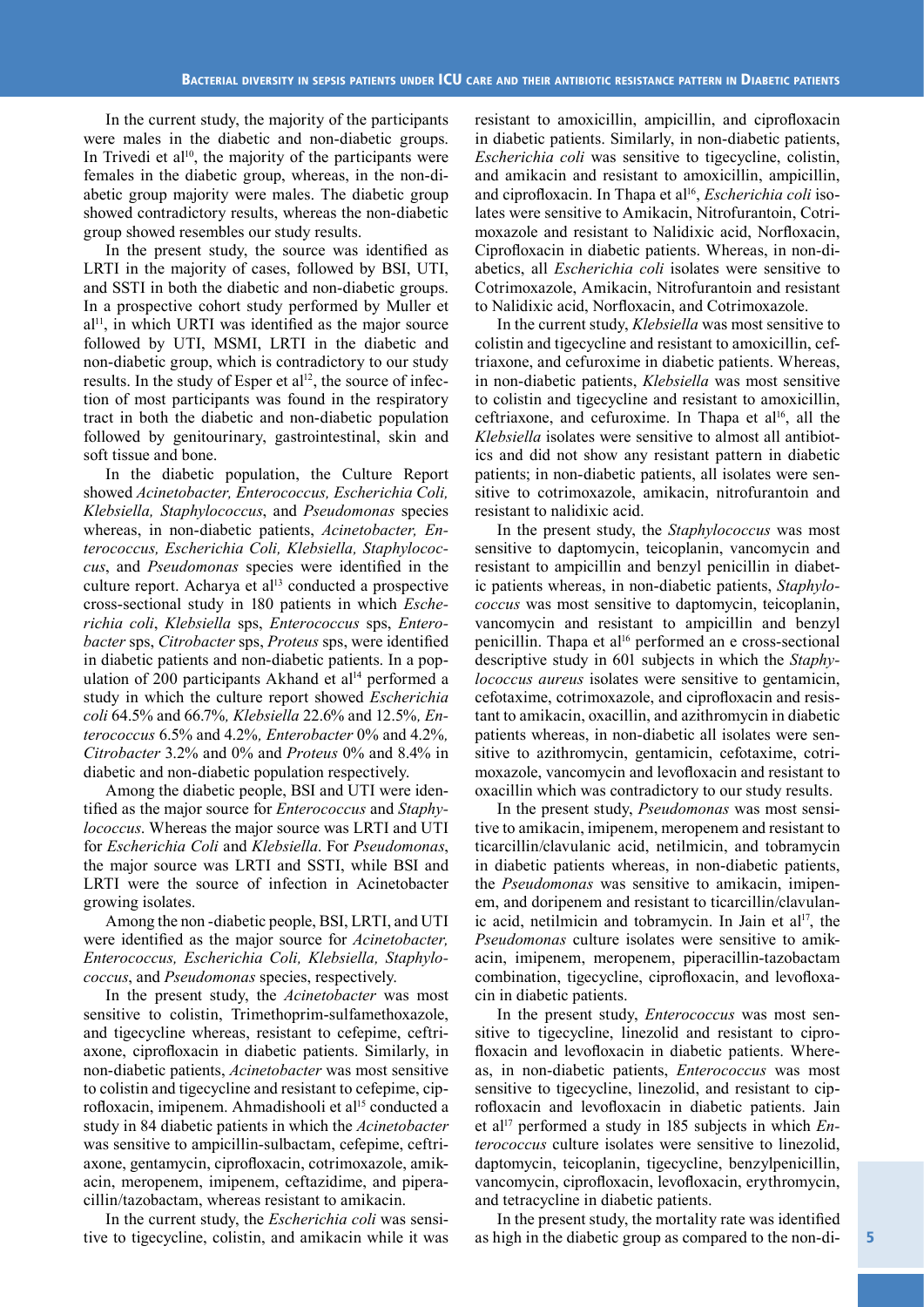In the current study, the majority of the participants were males in the diabetic and non-diabetic groups. In Trivedi et al[10], the majority of the participants were females in the diabetic group, whereas, in the non-diabetic group majority were males. The diabetic group showed contradictory results, whereas the non-diabetic group showed resembles our study results.

In the present study, the source was identified as LRTI in the majority of cases, followed by BSI, UTI, and SSTI in both the diabetic and non-diabetic groups. In a prospective cohort study performed by Muller et al[11], in which URTI was identified as the major source followed by UTI, MSMI, LRTI in the diabetic and non-diabetic group, which is contradictory to our study results. In the study of Esper et al[12], the source of infection of most participants was found in the respiratory tract in both the diabetic and non-diabetic population followed by genitourinary, gastrointestinal, skin and soft tissue and bone.

In the diabetic population, the Culture Report showed *Acinetobacter, Enterococcus, Escherichia Coli, Klebsiella, Staphylococcus*, and *Pseudomonas* species whereas, in non-diabetic patients, *Acinetobacter, Enterococcus, Escherichia Coli, Klebsiella, Staphylococcus*, and *Pseudomonas* species were identified in the culture report. Acharya et al[13] conducted a prospective cross-sectional study in 180 patients in which *Escherichia coli*, *Klebsiella* sps, *Enterococcus* sps, *Enterobacter* sps, *Citrobacter* sps, *Proteus* sps, were identified in diabetic patients and non-diabetic patients. In a population of 200 participants Akhand et al[14] performed a study in which the culture report showed *Escherichia coli* 64.5% and 66.7%*, Klebsiella* 22.6% and 12.5%*, Enterococcus* 6.5% and 4.2%*, Enterobacter* 0% and 4.2%*, Citrobacter* 3.2% and 0% and *Proteus* 0% and 8.4% in diabetic and non-diabetic population respectively.

Among the diabetic people, BSI and UTI were identified as the major source for *Enterococcus* and *Staphylococcus*. Whereas the major source was LRTI and UTI for *Escherichia Coli* and *Klebsiella*. For *Pseudomonas*, the major source was LRTI and SSTI, while BSI and LRTI were the source of infection in Acinetobacter growing isolates.

Among the non -diabetic people, BSI, LRTI, and UTI were identified as the major source for *Acinetobacter, Enterococcus, Escherichia Coli, Klebsiella, Staphylococcus*, and *Pseudomonas* species, respectively.

In the present study, the *Acinetobacter* was most sensitive to colistin, Trimethoprim-sulfamethoxazole, and tigecycline whereas, resistant to cefepime, ceftriaxone, ciprofloxacin in diabetic patients. Similarly, in non-diabetic patients, *Acinetobacter* was most sensitive to colistin and tigecycline and resistant to cefepime, ciprofloxacin, imipenem. Ahmadishooli et al[15] conducted a study in 84 diabetic patients in which the *Acinetobacter* was sensitive to ampicillin-sulbactam, cefepime, ceftriaxone, gentamycin, ciprofloxacin, cotrimoxazole, amikacin, meropenem, imipenem, ceftazidime, and piperacillin/tazobactam, whereas resistant to amikacin.

In the current study, the *Escherichia coli* was sensitive to tigecycline, colistin, and amikacin while it was resistant to amoxicillin, ampicillin, and ciprofloxacin in diabetic patients. Similarly, in non-diabetic patients, *Escherichia coli* was sensitive to tigecycline, colistin, and amikacin and resistant to amoxicillin, ampicillin, and ciprofloxacin. In Thapa et al[16], *Escherichia coli* isolates were sensitive to Amikacin, Nitrofurantoin, Cotrimoxazole and resistant to Nalidixic acid, Norfloxacin, Ciprofloxacin in diabetic patients. Whereas, in non-diabetics, all *Escherichia coli* isolates were sensitive to Cotrimoxazole, Amikacin, Nitrofurantoin and resistant to Nalidixic acid, Norfloxacin, and Cotrimoxazole.

In the current study, *Klebsiella* was most sensitive to colistin and tigecycline and resistant to amoxicillin, ceftriaxone, and cefuroxime in diabetic patients. Whereas, in non-diabetic patients, *Klebsiella* was most sensitive to colistin and tigecycline and resistant to amoxicillin, ceftriaxone, and cefuroxime. In Thapa et al[16], all the *Klebsiella* isolates were sensitive to almost all antibiotics and did not show any resistant pattern in diabetic patients; in non-diabetic patients, all isolates were sensitive to cotrimoxazole, amikacin, nitrofurantoin and resistant to nalidixic acid.

In the present study, the *Staphylococcus* was most sensitive to daptomycin, teicoplanin, vancomycin and resistant to ampicillin and benzyl penicillin in diabetic patients whereas, in non-diabetic patients, *Staphylococcus* was most sensitive to daptomycin, teicoplanin, vancomycin and resistant to ampicillin and benzyl penicillin. Thapa et al[16] performed an e cross-sectional descriptive study in 601 subjects in which the *Staphylococcus aureus* isolates were sensitive to gentamicin, cefotaxime, cotrimoxazole, and ciprofloxacin and resistant to amikacin, oxacillin, and azithromycin in diabetic patients whereas, in non-diabetic all isolates were sensitive to azithromycin, gentamicin, cefotaxime, cotrimoxazole, vancomycin and levofloxacin and resistant to oxacillin which was contradictory to our study results.

In the present study, *Pseudomonas* was most sensitive to amikacin, imipenem, meropenem and resistant to ticarcillin/clavulanic acid, netilmicin, and tobramycin in diabetic patients whereas, in non-diabetic patients, the *Pseudomonas* was sensitive to amikacin, imipenem, and doripenem and resistant to ticarcillin/clavulanic acid, netilmicin and tobramycin. In Jain et al[17], the *Pseudomonas* culture isolates were sensitive to amikacin, imipenem, meropenem, piperacillin-tazobactam combination, tigecycline, ciprofloxacin, and levofloxacin in diabetic patients.

In the present study, *Enterococcus* was most sensitive to tigecycline, linezolid and resistant to ciprofloxacin and levofloxacin in diabetic patients. Whereas, in non-diabetic patients, *Enterococcus* was most sensitive to tigecycline, linezolid, and resistant to ciprofloxacin and levofloxacin in diabetic patients. Jain et al[17] performed a study in 185 subjects in which *Enterococcus* culture isolates were sensitive to linezolid, daptomycin, teicoplanin, tigecycline, benzylpenicillin, vancomycin, ciprofloxacin, levofloxacin, erythromycin, and tetracycline in diabetic patients.

In the present study, the mortality rate was identified as high in the diabetic group as compared to the non-di-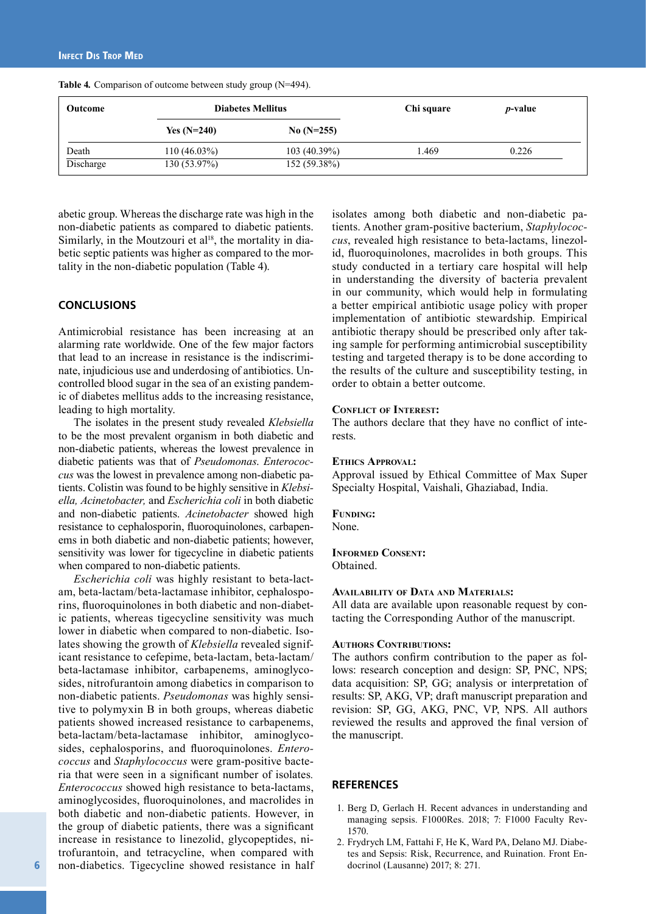**Table 4.** Comparison of outcome between study group (N=494).

| Outcome | Diabetes Mellitus | | Chi square | *p*-value |
|---|---|---|---|---|
| | Yes (N=240) | No (N=255) | | |
| Death | 110 (46.03%) | 103 (40.39%) | 1.469 | 0.226 |
| Discharge | 130 (53.97%) | 152 (59.38%) | | |

abetic group. Whereas the discharge rate was high in the non-diabetic patients as compared to diabetic patients. Similarly, in the Moutzouri et al[18], the mortality in diabetic septic patients was higher as compared to the mortality in the non-diabetic population (Table 4).

## CONCLUSIONS

Antimicrobial resistance has been increasing at an alarming rate worldwide. One of the few major factors that lead to an increase in resistance is the indiscriminate, injudicious use and underdosing of antibiotics. Uncontrolled blood sugar in the sea of an existing pandemic of diabetes mellitus adds to the increasing resistance, leading to high mortality.

The isolates in the present study revealed *Klebsiella* to be the most prevalent organism in both diabetic and non-diabetic patients, whereas the lowest prevalence in diabetic patients was that of *Pseudomonas*. *Enterococcus* was the lowest in prevalence among non-diabetic patients. Colistin was found to be highly sensitive in *Klebsiella, Acinetobacter,* and *Escherichia coli* in both diabetic and non-diabetic patients. *Acinetobacter* showed high resistance to cephalosporin, fluoroquinolones, carbapenems in both diabetic and non-diabetic patients; however, sensitivity was lower for tigecycline in diabetic patients when compared to non-diabetic patients.

*Escherichia coli* was highly resistant to beta-lactam, beta-lactam/beta-lactamase inhibitor, cephalosporins, fluoroquinolones in both diabetic and non-diabetic patients, whereas tigecycline sensitivity was much lower in diabetic when compared to non-diabetic. Isolates showing the growth of *Klebsiella* revealed significant resistance to cefepime, beta-lactam, beta-lactam/beta-lactamase inhibitor, carbapenems, aminoglycosides, nitrofurantoin among diabetics in comparison to non-diabetic patients. *Pseudomonas* was highly sensitive to polymyxin B in both groups, whereas diabetic patients showed increased resistance to carbapenems, beta-lactam/beta-lactamase inhibitor, aminoglycosides, cephalosporins, and fluoroquinolones. *Enterococcus* and *Staphylococcus* were gram-positive bacteria that were seen in a significant number of isolates. *Enterococcus* showed high resistance to beta-lactams, aminoglycosides, fluoroquinolones, and macrolides in both diabetic and non-diabetic patients. However, in the group of diabetic patients, there was a significant increase in resistance to linezolid, glycopeptides, nitrofurantoin, and tetracycline, when compared with non-diabetics. Tigecycline showed resistance in half isolates among both diabetic and non-diabetic patients. Another gram-positive bacterium, *Staphylococcus*, revealed high resistance to beta-lactams, linezolid, fluoroquinolones, macrolides in both groups. This study conducted in a tertiary care hospital will help in understanding the diversity of bacteria prevalent in our community, which would help in formulating a better empirical antibiotic usage policy with proper implementation of antibiotic stewardship. Empirical antibiotic therapy should be prescribed only after taking sample for performing antimicrobial susceptibility testing and targeted therapy is to be done according to the results of the culture and susceptibility testing, in order to obtain a better outcome.

#### Conflict of Interest:

The authors declare that they have no conflict of interests.

#### Ethics Approval:

Approval issued by Ethical Committee of Max Super Specialty Hospital, Vaishali, Ghaziabad, India.

#### Funding:

None.

#### Informed Consent:

Obtained.

#### Availability of Data and Materials:

All data are available upon reasonable request by contacting the Corresponding Author of the manuscript.

#### Authors Contributions:

The authors confirm contribution to the paper as follows: research conception and design: SP, PNC, NPS; data acquisition: SP, GG; analysis or interpretation of results: SP, AKG, VP; draft manuscript preparation and revision: SP, GG, AKG, PNC, VP, NPS. All authors reviewed the results and approved the final version of the manuscript.

## REFERENCES

1. Berg D, Gerlach H. Recent advances in understanding and managing sepsis. F1000Res. 2018; 7: F1000 Faculty Rev-1570.
2. Frydrych LM, Fattahi F, He K, Ward PA, Delano MJ. Diabetes and Sepsis: Risk, Recurrence, and Ruination. Front Endocrinol (Lausanne) 2017; 8: 271.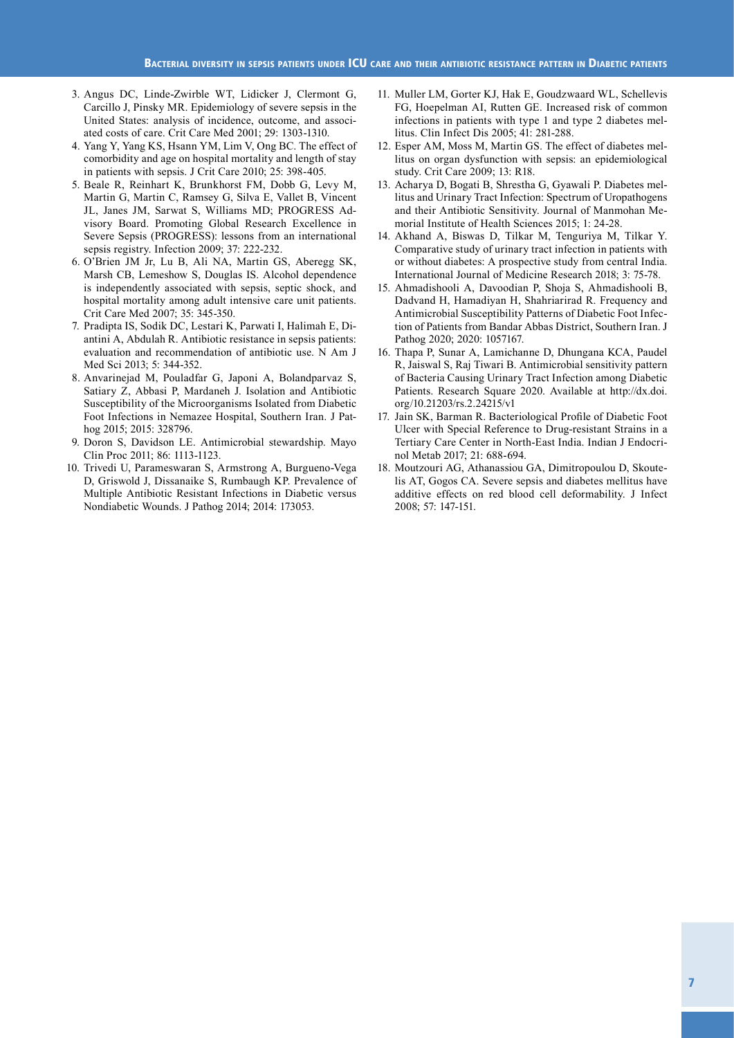3. Angus DC, Linde-Zwirble WT, Lidicker J, Clermont G, Carcillo J, Pinsky MR. Epidemiology of severe sepsis in the United States: analysis of incidence, outcome, and associated costs of care. Crit Care Med 2001; 29: 1303-1310.
4. Yang Y, Yang KS, Hsann YM, Lim V, Ong BC. The effect of comorbidity and age on hospital mortality and length of stay in patients with sepsis. J Crit Care 2010; 25: 398-405.
5. Beale R, Reinhart K, Brunkhorst FM, Dobb G, Levy M, Martin G, Martin C, Ramsey G, Silva E, Vallet B, Vincent JL, Janes JM, Sarwat S, Williams MD; PROGRESS Advisory Board. Promoting Global Research Excellence in Severe Sepsis (PROGRESS): lessons from an international sepsis registry. Infection 2009; 37: 222-232.
6. O'Brien JM Jr, Lu B, Ali NA, Martin GS, Aberegg SK, Marsh CB, Lemeshow S, Douglas IS. Alcohol dependence is independently associated with sepsis, septic shock, and hospital mortality among adult intensive care unit patients. Crit Care Med 2007; 35: 345-350.
7. Pradipta IS, Sodik DC, Lestari K, Parwati I, Halimah E, Diantini A, Abdulah R. Antibiotic resistance in sepsis patients: evaluation and recommendation of antibiotic use. N Am J Med Sci 2013; 5: 344-352.
8. Anvarinejad M, Pouladfar G, Japoni A, Bolandparvaz S, Satiary Z, Abbasi P, Mardaneh J. Isolation and Antibiotic Susceptibility of the Microorganisms Isolated from Diabetic Foot Infections in Nemazee Hospital, Southern Iran. J Pathog 2015; 2015: 328796.
9. Doron S, Davidson LE. Antimicrobial stewardship. Mayo Clin Proc 2011; 86: 1113-1123.
10. Trivedi U, Parameswaran S, Armstrong A, Burgueno-Vega D, Griswold J, Dissanaike S, Rumbaugh KP. Prevalence of Multiple Antibiotic Resistant Infections in Diabetic versus Nondiabetic Wounds. J Pathog 2014; 2014: 173053.
11. Muller LM, Gorter KJ, Hak E, Goudzwaard WL, Schellevis FG, Hoepelman AI, Rutten GE. Increased risk of common infections in patients with type 1 and type 2 diabetes mellitus. Clin Infect Dis 2005; 41: 281-288.
12. Esper AM, Moss M, Martin GS. The effect of diabetes mellitus on organ dysfunction with sepsis: an epidemiological study. Crit Care 2009; 13: R18.
13. Acharya D, Bogati B, Shrestha G, Gyawali P. Diabetes mellitus and Urinary Tract Infection: Spectrum of Uropathogens and their Antibiotic Sensitivity. Journal of Manmohan Memorial Institute of Health Sciences 2015; 1: 24-28.
14. Akhand A, Biswas D, Tilkar M, Tenguriya M, Tilkar Y. Comparative study of urinary tract infection in patients with or without diabetes: A prospective study from central India. International Journal of Medicine Research 2018; 3: 75-78.
15. Ahmadishooli A, Davoodian P, Shoja S, Ahmadishooli B, Dadvand H, Hamadiyan H, Shahriarirad R. Frequency and Antimicrobial Susceptibility Patterns of Diabetic Foot Infection of Patients from Bandar Abbas District, Southern Iran. J Pathog 2020; 2020: 1057167.
16. Thapa P, Sunar A, Lamichanne D, Dhungana KCA, Paudel R, Jaiswal S, Raj Tiwari B. Antimicrobial sensitivity pattern of Bacteria Causing Urinary Tract Infection among Diabetic Patients. Research Square 2020. Available at http://dx.doi.org/10.21203/rs.2.24215/v1
17. Jain SK, Barman R. Bacteriological Profile of Diabetic Foot Ulcer with Special Reference to Drug-resistant Strains in a Tertiary Care Center in North-East India. Indian J Endocrinol Metab 2017; 21: 688-694.
18. Moutzouri AG, Athanassiou GA, Dimitropoulou D, Skoutelis AT, Gogos CA. Severe sepsis and diabetes mellitus have additive effects on red blood cell deformability. J Infect 2008; 57: 147-151.